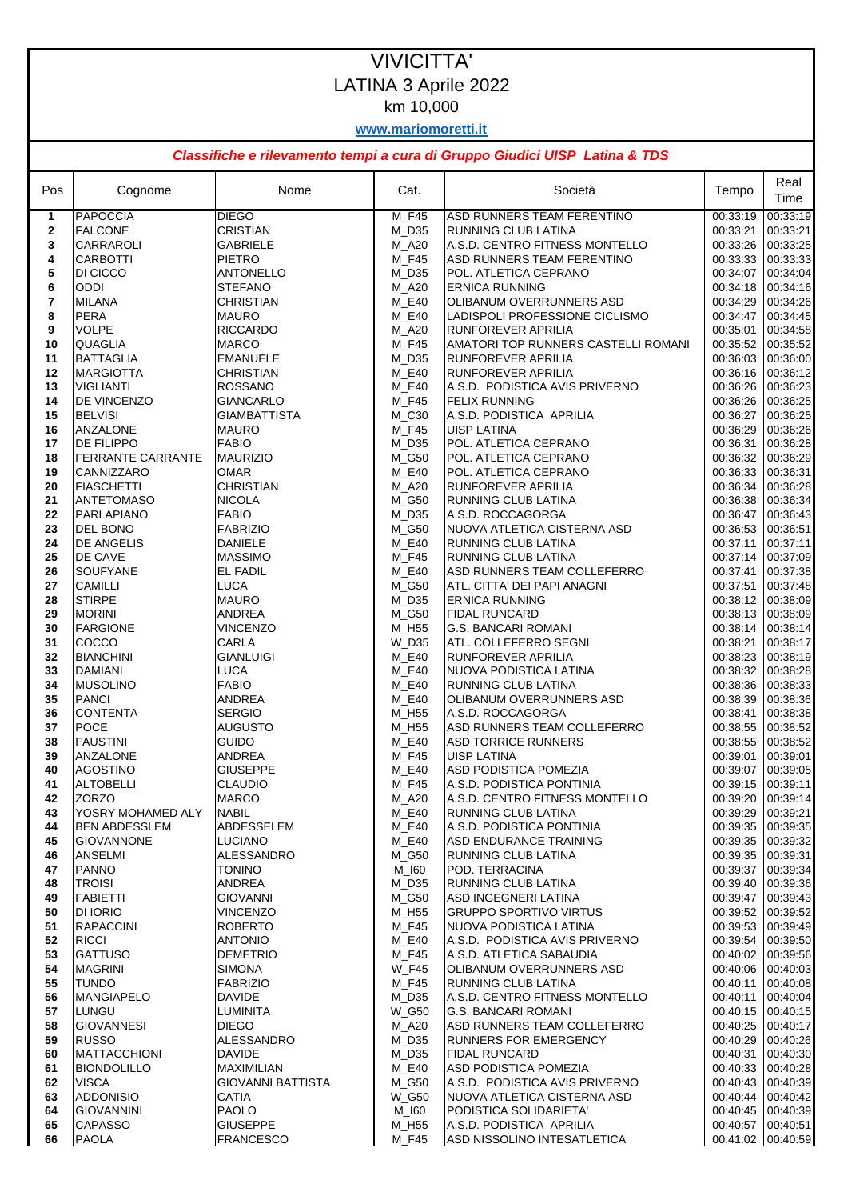# VIVICITTA'

## LATINA 3 Aprile 2022

km 10,000

www.mariomoretti.it

***Classifiche e rilevamento tempi a cura di Gruppo Giudici UISP Latina & TDS***

| Pos | Cognome | Nome | Cat. | Società | Tempo | Real Time |
|---|---|---|---|---|---|---|
| 1 | PAPOCCIA | DIEGO | M_F45 | ASD RUNNERS TEAM FERENTINO | 00:33:19 | 00:33:19 |
| 2 | FALCONE | CRISTIAN | M_D35 | RUNNING CLUB LATINA | 00:33:21 | 00:33:21 |
| 3 | CARRAROLI | GABRIELE | M_A20 | A.S.D. CENTRO FITNESS MONTELLO | 00:33:26 | 00:33:25 |
| 4 | CARBOTTI | PIETRO | M_F45 | ASD RUNNERS TEAM FERENTINO | 00:33:33 | 00:33:33 |
| 5 | DI CICCO | ANTONELLO | M_D35 | POL. ATLETICA CEPRANO | 00:34:07 | 00:34:04 |
| 6 | ODDI | STEFANO | M_A20 | ERNICA RUNNING | 00:34:18 | 00:34:16 |
| 7 | MILANA | CHRISTIAN | M_E40 | OLIBANUM OVERRUNNERS ASD | 00:34:29 | 00:34:26 |
| 8 | PERA | MAURO | M_E40 | LADISPOLI PROFESSIONE CICLISMO | 00:34:47 | 00:34:45 |
| 9 | VOLPE | RICCARDO | M_A20 | RUNFOREVER APRILIA | 00:35:01 | 00:34:58 |
| 10 | QUAGLIA | MARCO | M_F45 | AMATORI TOP RUNNERS CASTELLI ROMANI | 00:35:52 | 00:35:52 |
| 11 | BATTAGLIA | EMANUELE | M_D35 | RUNFOREVER APRILIA | 00:36:03 | 00:36:00 |
| 12 | MARGIOTTA | CHRISTIAN | M_E40 | RUNFOREVER APRILIA | 00:36:16 | 00:36:12 |
| 13 | VIGLIANTI | ROSSANO | M_E40 | A.S.D. PODISTICA AVIS PRIVERNO | 00:36:26 | 00:36:23 |
| 14 | DE VINCENZO | GIANCARLO | M_F45 | FELIX RUNNING | 00:36:26 | 00:36:25 |
| 15 | BELVISI | GIAMBATTISTA | M_C30 | A.S.D. PODISTICA APRILIA | 00:36:27 | 00:36:25 |
| 16 | ANZALONE | MAURO | M_F45 | UISP LATINA | 00:36:29 | 00:36:26 |
| 17 | DE FILIPPO | FABIO | M_D35 | POL. ATLETICA CEPRANO | 00:36:31 | 00:36:28 |
| 18 | FERRANTE CARRANTE | MAURIZIO | M_G50 | POL. ATLETICA CEPRANO | 00:36:32 | 00:36:29 |
| 19 | CANNIZZARO | OMAR | M_E40 | POL. ATLETICA CEPRANO | 00:36:33 | 00:36:31 |
| 20 | FIASCHETTI | CHRISTIAN | M_A20 | RUNFOREVER APRILIA | 00:36:34 | 00:36:28 |
| 21 | ANTETOMASO | NICOLA | M_G50 | RUNNING CLUB LATINA | 00:36:38 | 00:36:34 |
| 22 | PARLAPIANO | FABIO | M_D35 | A.S.D. ROCCAGORGA | 00:36:47 | 00:36:43 |
| 23 | DEL BONO | FABRIZIO | M_G50 | NUOVA ATLETICA CISTERNA ASD | 00:36:53 | 00:36:51 |
| 24 | DE ANGELIS | DANIELE | M_E40 | RUNNING CLUB LATINA | 00:37:11 | 00:37:11 |
| 25 | DE CAVE | MASSIMO | M_F45 | RUNNING CLUB LATINA | 00:37:14 | 00:37:09 |
| 26 | SOUFYANE | EL FADIL | M_E40 | ASD RUNNERS TEAM COLLEFERRO | 00:37:41 | 00:37:38 |
| 27 | CAMILLI | LUCA | M_G50 | ATL. CITTA' DEI PAPI ANAGNI | 00:37:51 | 00:37:48 |
| 28 | STIRPE | MAURO | M_D35 | ERNICA RUNNING | 00:38:12 | 00:38:09 |
| 29 | MORINI | ANDREA | M_G50 | FIDAL RUNCARD | 00:38:13 | 00:38:09 |
| 30 | FARGIONE | VINCENZO | M_H55 | G.S. BANCARI ROMANI | 00:38:14 | 00:38:14 |
| 31 | COCCO | CARLA | W_D35 | ATL. COLLEFERRO SEGNI | 00:38:21 | 00:38:17 |
| 32 | BIANCHINI | GIANLUIGI | M_E40 | RUNFOREVER APRILIA | 00:38:23 | 00:38:19 |
| 33 | DAMIANI | LUCA | M_E40 | NUOVA PODISTICA LATINA | 00:38:32 | 00:38:28 |
| 34 | MUSOLINO | FABIO | M_E40 | RUNNING CLUB LATINA | 00:38:36 | 00:38:33 |
| 35 | PANCI | ANDREA | M_E40 | OLIBANUM OVERRUNNERS ASD | 00:38:39 | 00:38:36 |
| 36 | CONTENTA | SERGIO | M_H55 | A.S.D. ROCCAGORGA | 00:38:41 | 00:38:38 |
| 37 | POCE | AUGUSTO | M_H55 | ASD RUNNERS TEAM COLLEFERRO | 00:38:55 | 00:38:52 |
| 38 | FAUSTINI | GUIDO | M_E40 | ASD TORRICE RUNNERS | 00:38:55 | 00:38:52 |
| 39 | ANZALONE | ANDREA | M_F45 | UISP LATINA | 00:39:01 | 00:39:01 |
| 40 | AGOSTINO | GIUSEPPE | M_E40 | ASD PODISTICA POMEZIA | 00:39:07 | 00:39:05 |
| 41 | ALTOBELLI | CLAUDIO | M_F45 | A.S.D. PODISTICA PONTINIA | 00:39:15 | 00:39:11 |
| 42 | ZORZO | MARCO | M_A20 | A.S.D. CENTRO FITNESS MONTELLO | 00:39:20 | 00:39:14 |
| 43 | YOSRY MOHAMED ALY | NABIL | M_E40 | RUNNING CLUB LATINA | 00:39:29 | 00:39:21 |
| 44 | BEN ABDESSLEM | ABDESSELEM | M_E40 | A.S.D. PODISTICA PONTINIA | 00:39:35 | 00:39:35 |
| 45 | GIOVANNONE | LUCIANO | M_E40 | ASD ENDURANCE TRAINING | 00:39:35 | 00:39:32 |
| 46 | ANSELMI | ALESSANDRO | M_G50 | RUNNING CLUB LATINA | 00:39:35 | 00:39:31 |
| 47 | PANNO | TONINO | M_I60 | POD. TERRACINA | 00:39:37 | 00:39:34 |
| 48 | TROISI | ANDREA | M_D35 | RUNNING CLUB LATINA | 00:39:40 | 00:39:36 |
| 49 | FABIETTI | GIOVANNI | M_G50 | ASD INGEGNERI LATINA | 00:39:47 | 00:39:43 |
| 50 | DI IORIO | VINCENZO | M_H55 | GRUPPO SPORTIVO VIRTUS | 00:39:52 | 00:39:52 |
| 51 | RAPACCINI | ROBERTO | M_F45 | NUOVA PODISTICA LATINA | 00:39:53 | 00:39:49 |
| 52 | RICCI | ANTONIO | M_E40 | A.S.D. PODISTICA AVIS PRIVERNO | 00:39:54 | 00:39:50 |
| 53 | GATTUSO | DEMETRIO | M_F45 | A.S.D. ATLETICA SABAUDIA | 00:40:02 | 00:39:56 |
| 54 | MAGRINI | SIMONA | W_F45 | OLIBANUM OVERRUNNERS ASD | 00:40:06 | 00:40:03 |
| 55 | TUNDO | FABRIZIO | M_F45 | RUNNING CLUB LATINA | 00:40:11 | 00:40:08 |
| 56 | MANGIAPELO | DAVIDE | M_D35 | A.S.D. CENTRO FITNESS MONTELLO | 00:40:11 | 00:40:04 |
| 57 | LUNGU | LUMINITA | W_G50 | G.S. BANCARI ROMANI | 00:40:15 | 00:40:15 |
| 58 | GIOVANNESI | DIEGO | M_A20 | ASD RUNNERS TEAM COLLEFERRO | 00:40:25 | 00:40:17 |
| 59 | RUSSO | ALESSANDRO | M_D35 | RUNNERS FOR EMERGENCY | 00:40:29 | 00:40:26 |
| 60 | MATTACCHIONI | DAVIDE | M_D35 | FIDAL RUNCARD | 00:40:31 | 00:40:30 |
| 61 | BIONDOLILLO | MAXIMILIAN | M_E40 | ASD PODISTICA POMEZIA | 00:40:33 | 00:40:28 |
| 62 | VISCA | GIOVANNI BATTISTA | M_G50 | A.S.D. PODISTICA AVIS PRIVERNO | 00:40:43 | 00:40:39 |
| 63 | ADDONISIO | CATIA | W_G50 | NUOVA ATLETICA CISTERNA ASD | 00:40:44 | 00:40:42 |
| 64 | GIOVANNINI | PAOLO | M_I60 | PODISTICA SOLIDARIETA' | 00:40:45 | 00:40:39 |
| 65 | CAPASSO | GIUSEPPE | M_H55 | A.S.D. PODISTICA APRILIA | 00:40:57 | 00:40:51 |
| 66 | PAOLA | FRANCESCO | M_F45 | ASD NISSOLINO INTESATLETICA | 00:41:02 | 00:40:59 |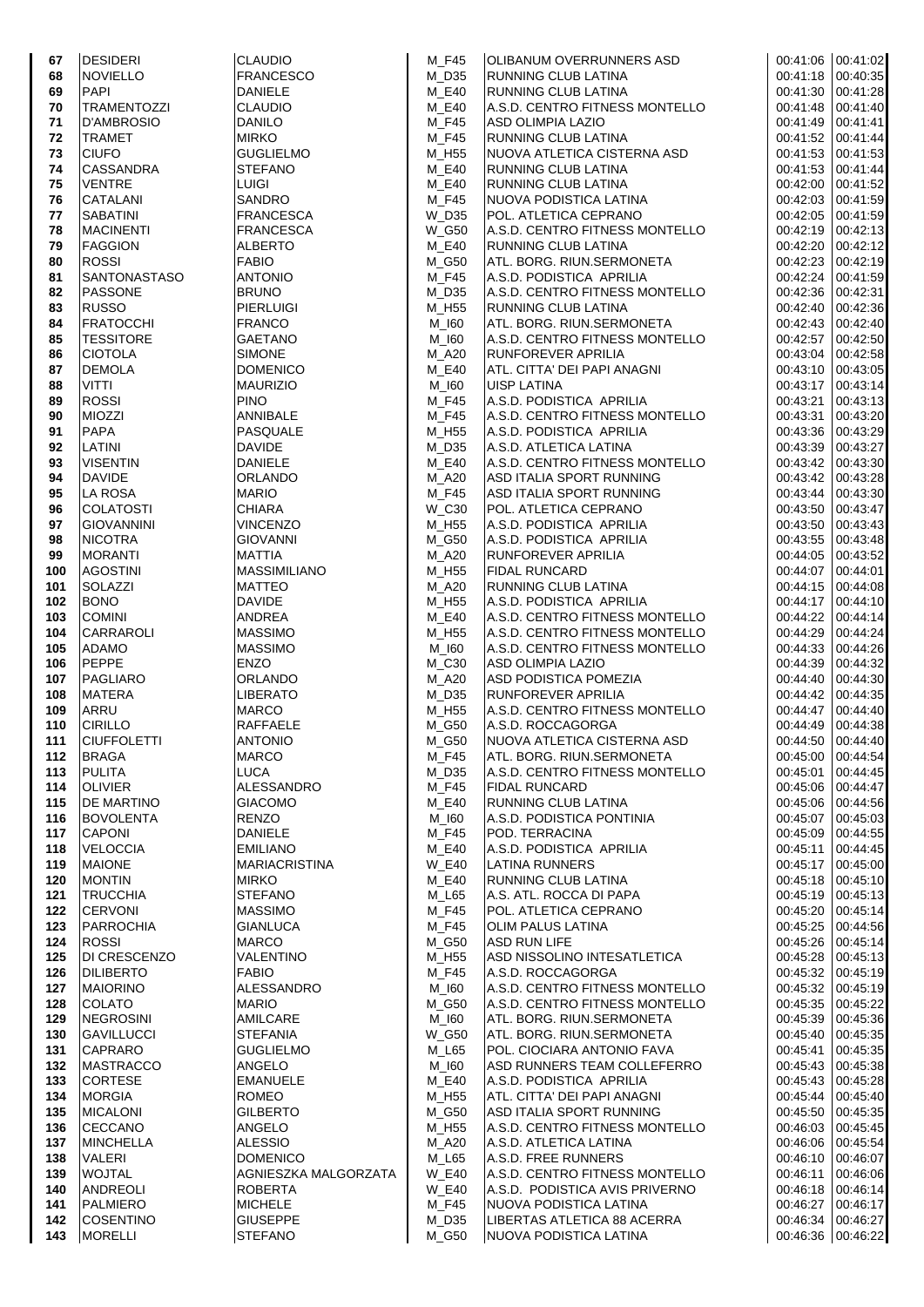| | | | | | | |
|---|---|---|---|---|---|---|
| 67 | DESIDERI | CLAUDIO | M_F45 | OLIBANUM OVERRUNNERS ASD | 00:41:06 | 00:41:02 |
| 68 | NOVIELLO | FRANCESCO | M_D35 | RUNNING CLUB LATINA | 00:41:18 | 00:40:35 |
| 69 | PAPI | DANIELE | M_E40 | RUNNING CLUB LATINA | 00:41:30 | 00:41:28 |
| 70 | TRAMENTOZZI | CLAUDIO | M_E40 | A.S.D. CENTRO FITNESS MONTELLO | 00:41:48 | 00:41:40 |
| 71 | D'AMBROSIO | DANILO | M_F45 | ASD OLIMPIA LAZIO | 00:41:49 | 00:41:41 |
| 72 | TRAMET | MIRKO | M_F45 | RUNNING CLUB LATINA | 00:41:52 | 00:41:44 |
| 73 | CIUFO | GUGLIELMO | M_H55 | NUOVA ATLETICA CISTERNA ASD | 00:41:53 | 00:41:53 |
| 74 | CASSANDRA | STEFANO | M_E40 | RUNNING CLUB LATINA | 00:41:53 | 00:41:44 |
| 75 | VENTRE | LUIGI | M_E40 | RUNNING CLUB LATINA | 00:42:00 | 00:41:52 |
| 76 | CATALANI | SANDRO | M_F45 | NUOVA PODISTICA LATINA | 00:42:03 | 00:41:59 |
| 77 | SABATINI | FRANCESCA | W_D35 | POL. ATLETICA CEPRANO | 00:42:05 | 00:41:59 |
| 78 | MACINENTI | FRANCESCA | W_G50 | A.S.D. CENTRO FITNESS MONTELLO | 00:42:19 | 00:42:13 |
| 79 | FAGGION | ALBERTO | M_E40 | RUNNING CLUB LATINA | 00:42:20 | 00:42:12 |
| 80 | ROSSI | FABIO | M_G50 | ATL. BORG. RIUN.SERMONETA | 00:42:23 | 00:42:19 |
| 81 | SANTONASTASO | ANTONIO | M_F45 | A.S.D. PODISTICA APRILIA | 00:42:24 | 00:41:59 |
| 82 | PASSONE | BRUNO | M_D35 | A.S.D. CENTRO FITNESS MONTELLO | 00:42:36 | 00:42:31 |
| 83 | RUSSO | PIERLUIGI | M_H55 | RUNNING CLUB LATINA | 00:42:40 | 00:42:36 |
| 84 | FRATOCCHI | FRANCO | M_I60 | ATL. BORG. RIUN.SERMONETA | 00:42:43 | 00:42:40 |
| 85 | TESSITORE | GAETANO | M_I60 | A.S.D. CENTRO FITNESS MONTELLO | 00:42:57 | 00:42:50 |
| 86 | CIOTOLA | SIMONE | M_A20 | RUNFOREVER APRILIA | 00:43:04 | 00:42:58 |
| 87 | DEMOLA | DOMENICO | M_E40 | ATL. CITTA' DEI PAPI ANAGNI | 00:43:10 | 00:43:05 |
| 88 | VITTI | MAURIZIO | M_I60 | UISP LATINA | 00:43:17 | 00:43:14 |
| 89 | ROSSI | PINO | M_F45 | A.S.D. PODISTICA APRILIA | 00:43:21 | 00:43:13 |
| 90 | MIOZZI | ANNIBALE | M_F45 | A.S.D. CENTRO FITNESS MONTELLO | 00:43:31 | 00:43:20 |
| 91 | PAPA | PASQUALE | M_H55 | A.S.D. PODISTICA APRILIA | 00:43:36 | 00:43:29 |
| 92 | LATINI | DAVIDE | M_D35 | A.S.D. ATLETICA LATINA | 00:43:39 | 00:43:27 |
| 93 | VISENTIN | DANIELE | M_E40 | A.S.D. CENTRO FITNESS MONTELLO | 00:43:42 | 00:43:30 |
| 94 | DAVIDE | ORLANDO | M_A20 | ASD ITALIA SPORT RUNNING | 00:43:42 | 00:43:28 |
| 95 | LA ROSA | MARIO | M_F45 | ASD ITALIA SPORT RUNNING | 00:43:44 | 00:43:30 |
| 96 | COLATOSTI | CHIARA | W_C30 | POL. ATLETICA CEPRANO | 00:43:50 | 00:43:47 |
| 97 | GIOVANNINI | VINCENZO | M_H55 | A.S.D. PODISTICA APRILIA | 00:43:50 | 00:43:43 |
| 98 | NICOTRA | GIOVANNI | M_G50 | A.S.D. PODISTICA APRILIA | 00:43:55 | 00:43:48 |
| 99 | MORANTI | MATTIA | M_A20 | RUNFOREVER APRILIA | 00:44:05 | 00:43:52 |
| 100 | AGOSTINI | MASSIMILIANO | M_H55 | FIDAL RUNCARD | 00:44:07 | 00:44:01 |
| 101 | SOLAZZI | MATTEO | M_A20 | RUNNING CLUB LATINA | 00:44:15 | 00:44:08 |
| 102 | BONO | DAVIDE | M_H55 | A.S.D. PODISTICA APRILIA | 00:44:17 | 00:44:10 |
| 103 | COMINI | ANDREA | M_E40 | A.S.D. CENTRO FITNESS MONTELLO | 00:44:22 | 00:44:14 |
| 104 | CARRAROLI | MASSIMO | M_H55 | A.S.D. CENTRO FITNESS MONTELLO | 00:44:29 | 00:44:24 |
| 105 | ADAMO | MASSIMO | M_I60 | A.S.D. CENTRO FITNESS MONTELLO | 00:44:33 | 00:44:26 |
| 106 | PEPPE | ENZO | M_C30 | ASD OLIMPIA LAZIO | 00:44:39 | 00:44:32 |
| 107 | PAGLIARO | ORLANDO | M_A20 | ASD PODISTICA POMEZIA | 00:44:40 | 00:44:30 |
| 108 | MATERA | LIBERATO | M_D35 | RUNFOREVER APRILIA | 00:44:42 | 00:44:35 |
| 109 | ARRU | MARCO | M_H55 | A.S.D. CENTRO FITNESS MONTELLO | 00:44:47 | 00:44:40 |
| 110 | CIRILLO | RAFFAELE | M_G50 | A.S.D. ROCCAGORGA | 00:44:49 | 00:44:38 |
| 111 | CIUFFOLETTI | ANTONIO | M_G50 | NUOVA ATLETICA CISTERNA ASD | 00:44:50 | 00:44:40 |
| 112 | BRAGA | MARCO | M_F45 | ATL. BORG. RIUN.SERMONETA | 00:45:00 | 00:44:54 |
| 113 | PULITA | LUCA | M_D35 | A.S.D. CENTRO FITNESS MONTELLO | 00:45:01 | 00:44:45 |
| 114 | OLIVIER | ALESSANDRO | M_F45 | FIDAL RUNCARD | 00:45:06 | 00:44:47 |
| 115 | DE MARTINO | GIACOMO | M_E40 | RUNNING CLUB LATINA | 00:45:06 | 00:44:56 |
| 116 | BOVOLENTA | RENZO | M_I60 | A.S.D. PODISTICA PONTINIA | 00:45:07 | 00:45:03 |
| 117 | CAPONI | DANIELE | M_F45 | POD. TERRACINA | 00:45:09 | 00:44:55 |
| 118 | VELOCCIA | EMILIANO | M_E40 | A.S.D. PODISTICA APRILIA | 00:45:11 | 00:44:45 |
| 119 | MAIONE | MARIACRISTINA | W_E40 | LATINA RUNNERS | 00:45:17 | 00:45:00 |
| 120 | MONTIN | MIRKO | M_E40 | RUNNING CLUB LATINA | 00:45:18 | 00:45:10 |
| 121 | TRUCCHIA | STEFANO | M_L65 | A.S. ATL. ROCCA DI PAPA | 00:45:19 | 00:45:13 |
| 122 | CERVONI | MASSIMO | M_F45 | POL. ATLETICA CEPRANO | 00:45:20 | 00:45:14 |
| 123 | PARROCHIA | GIANLUCA | M_F45 | OLIM PALUS LATINA | 00:45:25 | 00:44:56 |
| 124 | ROSSI | MARCO | M_G50 | ASD RUN LIFE | 00:45:26 | 00:45:14 |
| 125 | DI CRESCENZO | VALENTINO | M_H55 | ASD NISSOLINO INTESATLETICA | 00:45:28 | 00:45:13 |
| 126 | DILIBERTO | FABIO | M_F45 | A.S.D. ROCCAGORGA | 00:45:32 | 00:45:19 |
| 127 | MAIORINO | ALESSANDRO | M_I60 | A.S.D. CENTRO FITNESS MONTELLO | 00:45:32 | 00:45:19 |
| 128 | COLATO | MARIO | M_G50 | A.S.D. CENTRO FITNESS MONTELLO | 00:45:35 | 00:45:22 |
| 129 | NEGROSINI | AMILCARE | M_I60 | ATL. BORG. RIUN.SERMONETA | 00:45:39 | 00:45:36 |
| 130 | GAVILLUCCI | STEFANIA | W_G50 | ATL. BORG. RIUN.SERMONETA | 00:45:40 | 00:45:35 |
| 131 | CAPRARO | GUGLIELMO | M_L65 | POL. CIOCIARA ANTONIO FAVA | 00:45:41 | 00:45:35 |
| 132 | MASTRACCO | ANGELO | M_I60 | ASD RUNNERS TEAM COLLEFERRO | 00:45:43 | 00:45:38 |
| 133 | CORTESE | EMANUELE | M_E40 | A.S.D. PODISTICA APRILIA | 00:45:43 | 00:45:28 |
| 134 | MORGIA | ROMEO | M_H55 | ATL. CITTA' DEI PAPI ANAGNI | 00:45:44 | 00:45:40 |
| 135 | MICALONI | GILBERTO | M_G50 | ASD ITALIA SPORT RUNNING | 00:45:50 | 00:45:35 |
| 136 | CECCANO | ANGELO | M_H55 | A.S.D. CENTRO FITNESS MONTELLO | 00:46:03 | 00:45:45 |
| 137 | MINCHELLA | ALESSIO | M_A20 | A.S.D. ATLETICA LATINA | 00:46:06 | 00:45:54 |
| 138 | VALERI | DOMENICO | M_L65 | A.S.D. FREE RUNNERS | 00:46:10 | 00:46:07 |
| 139 | WOJTAL | AGNIESZKA MALGORZATA | W_E40 | A.S.D. CENTRO FITNESS MONTELLO | 00:46:11 | 00:46:06 |
| 140 | ANDREOLI | ROBERTA | W_E40 | A.S.D. PODISTICA AVIS PRIVERNO | 00:46:18 | 00:46:14 |
| 141 | PALMIERO | MICHELE | M_F45 | NUOVA PODISTICA LATINA | 00:46:27 | 00:46:17 |
| 142 | COSENTINO | GIUSEPPE | M_D35 | LIBERTAS ATLETICA 88 ACERRA | 00:46:34 | 00:46:27 |
| 143 | MORELLI | STEFANO | M_G50 | NUOVA PODISTICA LATINA | 00:46:36 | 00:46:22 |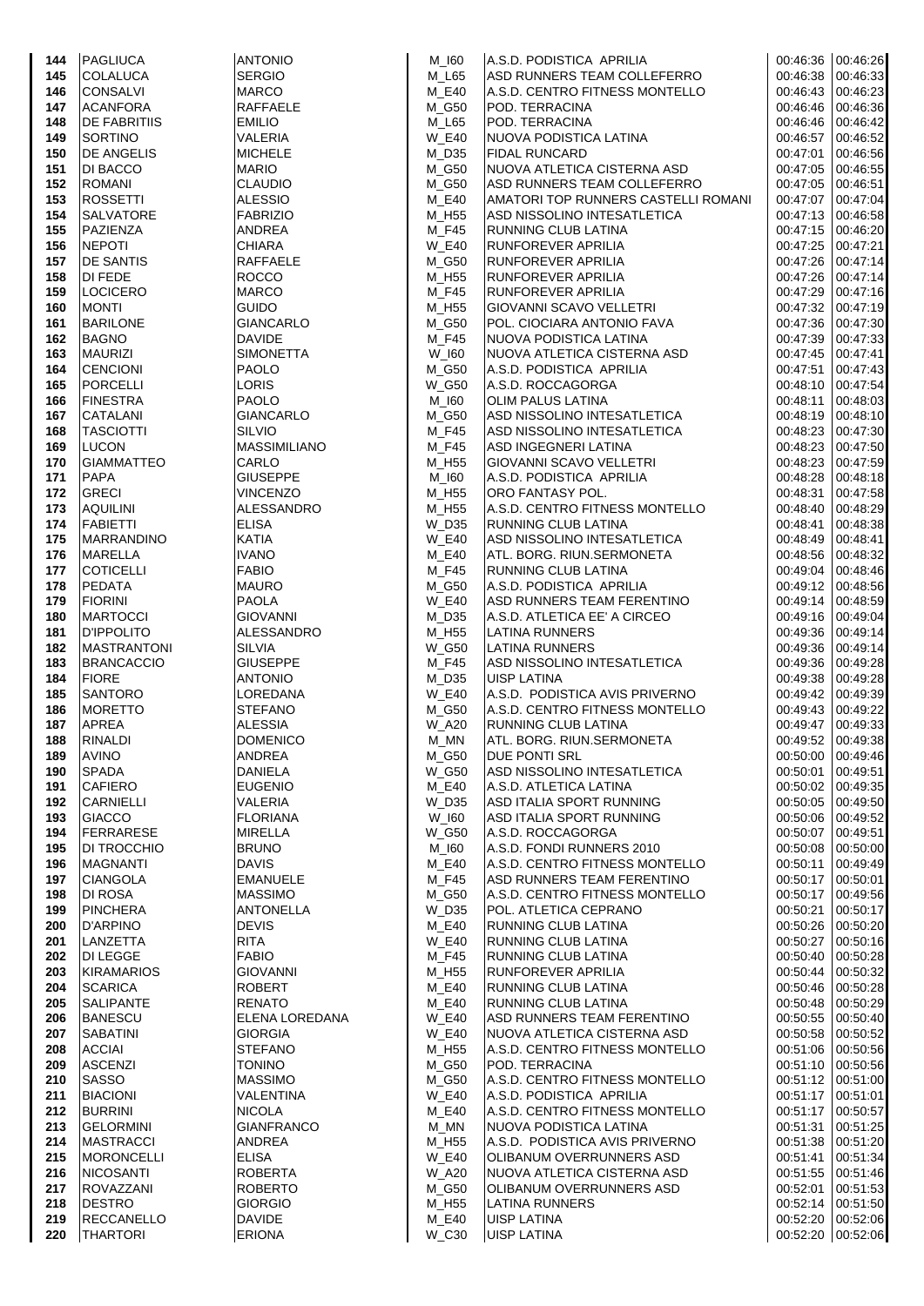| | | | | | | |
|---|---|---|---|---|---|---|
| 144 | PAGLIUCA | ANTONIO | M_I60 | A.S.D. PODISTICA APRILIA | 00:46:36 | 00:46:26 |
| 145 | COLALUCA | SERGIO | M_L65 | ASD RUNNERS TEAM COLLEFERRO | 00:46:38 | 00:46:33 |
| 146 | CONSALVI | MARCO | M_E40 | A.S.D. CENTRO FITNESS MONTELLO | 00:46:43 | 00:46:23 |
| 147 | ACANFORA | RAFFAELE | M_G50 | POD. TERRACINA | 00:46:46 | 00:46:36 |
| 148 | DE FABRITIIS | EMILIO | M_L65 | POD. TERRACINA | 00:46:46 | 00:46:42 |
| 149 | SORTINO | VALERIA | W_E40 | NUOVA PODISTICA LATINA | 00:46:57 | 00:46:52 |
| 150 | DE ANGELIS | MICHELE | M_D35 | FIDAL RUNCARD | 00:47:01 | 00:46:56 |
| 151 | DI BACCO | MARIO | M_G50 | NUOVA ATLETICA CISTERNA ASD | 00:47:05 | 00:46:55 |
| 152 | ROMANI | CLAUDIO | M_G50 | ASD RUNNERS TEAM COLLEFERRO | 00:47:05 | 00:46:51 |
| 153 | ROSSETTI | ALESSIO | M_E40 | AMATORI TOP RUNNERS CASTELLI ROMANI | 00:47:07 | 00:47:04 |
| 154 | SALVATORE | FABRIZIO | M_H55 | ASD NISSOLINO INTESATLETICA | 00:47:13 | 00:46:58 |
| 155 | PAZIENZA | ANDREA | M_F45 | RUNNING CLUB LATINA | 00:47:15 | 00:46:20 |
| 156 | NEPOTI | CHIARA | W_E40 | RUNFOREVER APRILIA | 00:47:25 | 00:47:21 |
| 157 | DE SANTIS | RAFFAELE | M_G50 | RUNFOREVER APRILIA | 00:47:26 | 00:47:14 |
| 158 | DI FEDE | ROCCO | M_H55 | RUNFOREVER APRILIA | 00:47:26 | 00:47:14 |
| 159 | LOCICERO | MARCO | M_F45 | RUNFOREVER APRILIA | 00:47:29 | 00:47:16 |
| 160 | MONTI | GUIDO | M_H55 | GIOVANNI SCAVO VELLETRI | 00:47:32 | 00:47:19 |
| 161 | BARILONE | GIANCARLO | M_G50 | POL. CIOCIARA ANTONIO FAVA | 00:47:36 | 00:47:30 |
| 162 | BAGNO | DAVIDE | M_F45 | NUOVA PODISTICA LATINA | 00:47:39 | 00:47:33 |
| 163 | MAURIZI | SIMONETTA | W_I60 | NUOVA ATLETICA CISTERNA ASD | 00:47:45 | 00:47:41 |
| 164 | CENCIONI | PAOLO | M_G50 | A.S.D. PODISTICA APRILIA | 00:47:51 | 00:47:43 |
| 165 | PORCELLI | LORIS | W_G50 | A.S.D. ROCCAGORGA | 00:48:10 | 00:47:54 |
| 166 | FINESTRA | PAOLO | M_I60 | OLIM PALUS LATINA | 00:48:11 | 00:48:03 |
| 167 | CATALANI | GIANCARLO | M_G50 | ASD NISSOLINO INTESATLETICA | 00:48:19 | 00:48:10 |
| 168 | TASCIOTTI | SILVIO | M_F45 | ASD NISSOLINO INTESATLETICA | 00:48:23 | 00:47:30 |
| 169 | LUCON | MASSIMILIANO | M_F45 | ASD INGEGNERI LATINA | 00:48:23 | 00:47:50 |
| 170 | GIAMMATTEO | CARLO | M_H55 | GIOVANNI SCAVO VELLETRI | 00:48:23 | 00:47:59 |
| 171 | PAPA | GIUSEPPE | M_I60 | A.S.D. PODISTICA APRILIA | 00:48:28 | 00:48:18 |
| 172 | GRECI | VINCENZO | M_H55 | ORO FANTASY POL. | 00:48:31 | 00:47:58 |
| 173 | AQUILINI | ALESSANDRO | M_H55 | A.S.D. CENTRO FITNESS MONTELLO | 00:48:40 | 00:48:29 |
| 174 | FABIETTI | ELISA | W_D35 | RUNNING CLUB LATINA | 00:48:41 | 00:48:38 |
| 175 | MARRANDINO | KATIA | W_E40 | ASD NISSOLINO INTESATLETICA | 00:48:49 | 00:48:41 |
| 176 | MARELLA | IVANO | M_E40 | ATL. BORG. RIUN.SERMONETA | 00:48:56 | 00:48:32 |
| 177 | COTICELLI | FABIO | M_F45 | RUNNING CLUB LATINA | 00:49:04 | 00:48:46 |
| 178 | PEDATA | MAURO | M_G50 | A.S.D. PODISTICA APRILIA | 00:49:12 | 00:48:56 |
| 179 | FIORINI | PAOLA | W_E40 | ASD RUNNERS TEAM FERENTINO | 00:49:14 | 00:48:59 |
| 180 | MARTOCCI | GIOVANNI | M_D35 | A.S.D. ATLETICA EE' A CIRCEO | 00:49:16 | 00:49:04 |
| 181 | D'IPPOLITO | ALESSANDRO | M_H55 | LATINA RUNNERS | 00:49:36 | 00:49:14 |
| 182 | MASTRANTONI | SILVIA | W_G50 | LATINA RUNNERS | 00:49:36 | 00:49:14 |
| 183 | BRANCACCIO | GIUSEPPE | M_F45 | ASD NISSOLINO INTESATLETICA | 00:49:36 | 00:49:28 |
| 184 | FIORE | ANTONIO | M_D35 | UISP LATINA | 00:49:38 | 00:49:28 |
| 185 | SANTORO | LOREDANA | W_E40 | A.S.D. PODISTICA AVIS PRIVERNO | 00:49:42 | 00:49:39 |
| 186 | MORETTO | STEFANO | M_G50 | A.S.D. CENTRO FITNESS MONTELLO | 00:49:43 | 00:49:22 |
| 187 | APREA | ALESSIA | W_A20 | RUNNING CLUB LATINA | 00:49:47 | 00:49:33 |
| 188 | RINALDI | DOMENICO | M_MN | ATL. BORG. RIUN.SERMONETA | 00:49:52 | 00:49:38 |
| 189 | AVINO | ANDREA | M_G50 | DUE PONTI SRL | 00:50:00 | 00:49:46 |
| 190 | SPADA | DANIELA | W_G50 | ASD NISSOLINO INTESATLETICA | 00:50:01 | 00:49:51 |
| 191 | CAFIERO | EUGENIO | M_E40 | A.S.D. ATLETICA LATINA | 00:50:02 | 00:49:35 |
| 192 | CARNIELLI | VALERIA | W_D35 | ASD ITALIA SPORT RUNNING | 00:50:05 | 00:49:50 |
| 193 | GIACCO | FLORIANA | W_I60 | ASD ITALIA SPORT RUNNING | 00:50:06 | 00:49:52 |
| 194 | FERRARESE | MIRELLA | W_G50 | A.S.D. ROCCAGORGA | 00:50:07 | 00:49:51 |
| 195 | DI TROCCHIO | BRUNO | M_I60 | A.S.D. FONDI RUNNERS 2010 | 00:50:08 | 00:50:00 |
| 196 | MAGNANTI | DAVIS | M_E40 | A.S.D. CENTRO FITNESS MONTELLO | 00:50:11 | 00:49:49 |
| 197 | CIANGOLA | EMANUELE | M_F45 | ASD RUNNERS TEAM FERENTINO | 00:50:17 | 00:50:01 |
| 198 | DI ROSA | MASSIMO | M_G50 | A.S.D. CENTRO FITNESS MONTELLO | 00:50:17 | 00:49:56 |
| 199 | PINCHERA | ANTONELLA | W_D35 | POL. ATLETICA CEPRANO | 00:50:21 | 00:50:17 |
| 200 | D'ARPINO | DEVIS | M_E40 | RUNNING CLUB LATINA | 00:50:26 | 00:50:20 |
| 201 | LANZETTA | RITA | W_E40 | RUNNING CLUB LATINA | 00:50:27 | 00:50:16 |
| 202 | DI LEGGE | FABIO | M_F45 | RUNNING CLUB LATINA | 00:50:40 | 00:50:28 |
| 203 | KIRAMARIOS | GIOVANNI | M_H55 | RUNFOREVER APRILIA | 00:50:44 | 00:50:32 |
| 204 | SCARICA | ROBERT | M_E40 | RUNNING CLUB LATINA | 00:50:46 | 00:50:28 |
| 205 | SALIPANTE | RENATO | M_E40 | RUNNING CLUB LATINA | 00:50:48 | 00:50:29 |
| 206 | BANESCU | ELENA LOREDANA | W_E40 | ASD RUNNERS TEAM FERENTINO | 00:50:55 | 00:50:40 |
| 207 | SABATINI | GIORGIA | W_E40 | NUOVA ATLETICA CISTERNA ASD | 00:50:58 | 00:50:52 |
| 208 | ACCIAI | STEFANO | M_H55 | A.S.D. CENTRO FITNESS MONTELLO | 00:51:06 | 00:50:56 |
| 209 | ASCENZI | TONINO | M_G50 | POD. TERRACINA | 00:51:10 | 00:50:56 |
| 210 | SASSO | MASSIMO | M_G50 | A.S.D. CENTRO FITNESS MONTELLO | 00:51:12 | 00:51:00 |
| 211 | BIACIONI | VALENTINA | W_E40 | A.S.D. PODISTICA APRILIA | 00:51:17 | 00:51:01 |
| 212 | BURRINI | NICOLA | M_E40 | A.S.D. CENTRO FITNESS MONTELLO | 00:51:17 | 00:50:57 |
| 213 | GELORMINI | GIANFRANCO | M_MN | NUOVA PODISTICA LATINA | 00:51:31 | 00:51:25 |
| 214 | MASTRACCI | ANDREA | M_H55 | A.S.D. PODISTICA AVIS PRIVERNO | 00:51:38 | 00:51:20 |
| 215 | MORONCELLI | ELISA | W_E40 | OLIBANUM OVERRUNNERS ASD | 00:51:41 | 00:51:34 |
| 216 | NICOSANTI | ROBERTA | W_A20 | NUOVA ATLETICA CISTERNA ASD | 00:51:55 | 00:51:46 |
| 217 | ROVAZZANI | ROBERTO | M_G50 | OLIBANUM OVERRUNNERS ASD | 00:52:01 | 00:51:53 |
| 218 | DESTRO | GIORGIO | M_H55 | LATINA RUNNERS | 00:52:14 | 00:51:50 |
| 219 | RECCANELLO | DAVIDE | M_E40 | UISP LATINA | 00:52:20 | 00:52:06 |
| 220 | THARTORI | ERIONA | W_C30 | UISP LATINA | 00:52:20 | 00:52:06 |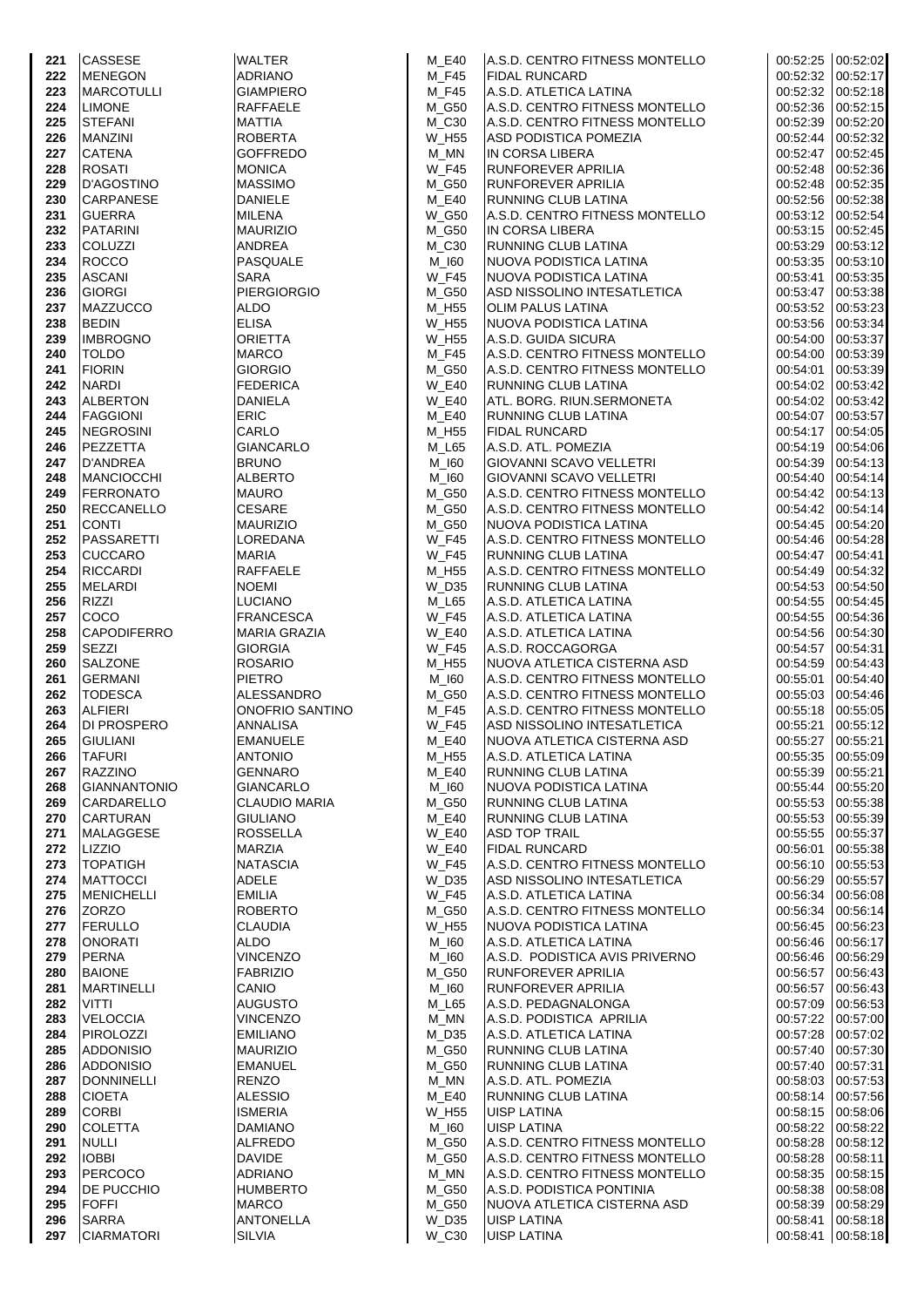| | | | | | | |
|---|---|---|---|---|---|---|
| 221 | CASSESE | WALTER | M_E40 | A.S.D. CENTRO FITNESS MONTELLO | 00:52:25 | 00:52:02 |
| 222 | MENEGON | ADRIANO | M_F45 | FIDAL RUNCARD | 00:52:32 | 00:52:17 |
| 223 | MARCOTULLI | GIAMPIERO | M_F45 | A.S.D. ATLETICA LATINA | 00:52:32 | 00:52:18 |
| 224 | LIMONE | RAFFAELE | M_G50 | A.S.D. CENTRO FITNESS MONTELLO | 00:52:36 | 00:52:15 |
| 225 | STEFANI | MATTIA | M_C30 | A.S.D. CENTRO FITNESS MONTELLO | 00:52:39 | 00:52:20 |
| 226 | MANZINI | ROBERTA | W_H55 | ASD PODISTICA POMEZIA | 00:52:44 | 00:52:32 |
| 227 | CATENA | GOFFREDO | M_MN | IN CORSA LIBERA | 00:52:47 | 00:52:45 |
| 228 | ROSATI | MONICA | W_F45 | RUNFOREVER APRILIA | 00:52:48 | 00:52:36 |
| 229 | D'AGOSTINO | MASSIMO | M_G50 | RUNFOREVER APRILIA | 00:52:48 | 00:52:35 |
| 230 | CARPANESE | DANIELE | M_E40 | RUNNING CLUB LATINA | 00:52:56 | 00:52:38 |
| 231 | GUERRA | MILENA | W_G50 | A.S.D. CENTRO FITNESS MONTELLO | 00:53:12 | 00:52:54 |
| 232 | PATARINI | MAURIZIO | M_G50 | IN CORSA LIBERA | 00:53:15 | 00:52:45 |
| 233 | COLUZZI | ANDREA | M_C30 | RUNNING CLUB LATINA | 00:53:29 | 00:53:12 |
| 234 | ROCCO | PASQUALE | M_I60 | NUOVA PODISTICA LATINA | 00:53:35 | 00:53:10 |
| 235 | ASCANI | SARA | W_F45 | NUOVA PODISTICA LATINA | 00:53:41 | 00:53:35 |
| 236 | GIORGI | PIERGIORGIO | M_G50 | ASD NISSOLINO INTESATLETICA | 00:53:47 | 00:53:38 |
| 237 | MAZZUCCO | ALDO | M_H55 | OLIM PALUS LATINA | 00:53:52 | 00:53:23 |
| 238 | BEDIN | ELISA | W_H55 | NUOVA PODISTICA LATINA | 00:53:56 | 00:53:34 |
| 239 | IMBROGNO | ORIETTA | W_H55 | A.S.D. GUIDA SICURA | 00:54:00 | 00:53:37 |
| 240 | TOLDO | MARCO | M_F45 | A.S.D. CENTRO FITNESS MONTELLO | 00:54:00 | 00:53:39 |
| 241 | FIORIN | GIORGIO | M_G50 | A.S.D. CENTRO FITNESS MONTELLO | 00:54:01 | 00:53:39 |
| 242 | NARDI | FEDERICA | W_E40 | RUNNING CLUB LATINA | 00:54:02 | 00:53:42 |
| 243 | ALBERTON | DANIELA | W_E40 | ATL. BORG. RIUN.SERMONETA | 00:54:02 | 00:53:42 |
| 244 | FAGGIONI | ERIC | M_E40 | RUNNING CLUB LATINA | 00:54:07 | 00:53:57 |
| 245 | NEGROSINI | CARLO | M_H55 | FIDAL RUNCARD | 00:54:17 | 00:54:05 |
| 246 | PEZZETTA | GIANCARLO | M_L65 | A.S.D. ATL. POMEZIA | 00:54:19 | 00:54:06 |
| 247 | D'ANDREA | BRUNO | M_I60 | GIOVANNI SCAVO VELLETRI | 00:54:39 | 00:54:13 |
| 248 | MANCIOCCHI | ALBERTO | M_I60 | GIOVANNI SCAVO VELLETRI | 00:54:40 | 00:54:14 |
| 249 | FERRONATO | MAURO | M_G50 | A.S.D. CENTRO FITNESS MONTELLO | 00:54:42 | 00:54:13 |
| 250 | RECCANELLO | CESARE | M_G50 | A.S.D. CENTRO FITNESS MONTELLO | 00:54:42 | 00:54:14 |
| 251 | CONTI | MAURIZIO | M_G50 | NUOVA PODISTICA LATINA | 00:54:45 | 00:54:20 |
| 252 | PASSARETTI | LOREDANA | W_F45 | A.S.D. CENTRO FITNESS MONTELLO | 00:54:46 | 00:54:28 |
| 253 | CUCCARO | MARIA | W_F45 | RUNNING CLUB LATINA | 00:54:47 | 00:54:41 |
| 254 | RICCARDI | RAFFAELE | M_H55 | A.S.D. CENTRO FITNESS MONTELLO | 00:54:49 | 00:54:32 |
| 255 | MELARDI | NOEMI | W_D35 | RUNNING CLUB LATINA | 00:54:53 | 00:54:50 |
| 256 | RIZZI | LUCIANO | M_L65 | A.S.D. ATLETICA LATINA | 00:54:55 | 00:54:45 |
| 257 | COCO | FRANCESCA | W_F45 | A.S.D. ATLETICA LATINA | 00:54:55 | 00:54:36 |
| 258 | CAPODIFERRO | MARIA GRAZIA | W_E40 | A.S.D. ATLETICA LATINA | 00:54:56 | 00:54:30 |
| 259 | SEZZI | GIORGIA | W_F45 | A.S.D. ROCCAGORGA | 00:54:57 | 00:54:31 |
| 260 | SALZONE | ROSARIO | M_H55 | NUOVA ATLETICA CISTERNA ASD | 00:54:59 | 00:54:43 |
| 261 | GERMANI | PIETRO | M_I60 | A.S.D. CENTRO FITNESS MONTELLO | 00:55:01 | 00:54:40 |
| 262 | TODESCA | ALESSANDRO | M_G50 | A.S.D. CENTRO FITNESS MONTELLO | 00:55:03 | 00:54:46 |
| 263 | ALFIERI | ONOFRIO SANTINO | M_F45 | A.S.D. CENTRO FITNESS MONTELLO | 00:55:18 | 00:55:05 |
| 264 | DI PROSPERO | ANNALISA | W_F45 | ASD NISSOLINO INTESATLETICA | 00:55:21 | 00:55:12 |
| 265 | GIULIANI | EMANUELE | M_E40 | NUOVA ATLETICA CISTERNA ASD | 00:55:27 | 00:55:21 |
| 266 | TAFURI | ANTONIO | M_H55 | A.S.D. ATLETICA LATINA | 00:55:35 | 00:55:09 |
| 267 | RAZZINO | GENNARO | M_E40 | RUNNING CLUB LATINA | 00:55:39 | 00:55:21 |
| 268 | GIANNANTONIO | GIANCARLO | M_I60 | NUOVA PODISTICA LATINA | 00:55:44 | 00:55:20 |
| 269 | CARDARELLO | CLAUDIO MARIA | M_G50 | RUNNING CLUB LATINA | 00:55:53 | 00:55:38 |
| 270 | CARTURAN | GIULIANO | M_E40 | RUNNING CLUB LATINA | 00:55:53 | 00:55:39 |
| 271 | MALAGGESE | ROSSELLA | W_E40 | ASD TOP TRAIL | 00:55:55 | 00:55:37 |
| 272 | LIZZIO | MARZIA | W_E40 | FIDAL RUNCARD | 00:56:01 | 00:55:38 |
| 273 | TOPATIGH | NATASCIA | W_F45 | A.S.D. CENTRO FITNESS MONTELLO | 00:56:10 | 00:55:53 |
| 274 | MATTOCCI | ADELE | W_D35 | ASD NISSOLINO INTESATLETICA | 00:56:29 | 00:55:57 |
| 275 | MENICHELLI | EMILIA | W_F45 | A.S.D. ATLETICA LATINA | 00:56:34 | 00:56:08 |
| 276 | ZORZO | ROBERTO | M_G50 | A.S.D. CENTRO FITNESS MONTELLO | 00:56:34 | 00:56:14 |
| 277 | FERULLO | CLAUDIA | W_H55 | NUOVA PODISTICA LATINA | 00:56:45 | 00:56:23 |
| 278 | ONORATI | ALDO | M_I60 | A.S.D. ATLETICA LATINA | 00:56:46 | 00:56:17 |
| 279 | PERNA | VINCENZO | M_I60 | A.S.D. PODISTICA AVIS PRIVERNO | 00:56:46 | 00:56:29 |
| 280 | BAIONE | FABRIZIO | M_G50 | RUNFOREVER APRILIA | 00:56:57 | 00:56:43 |
| 281 | MARTINELLI | CANIO | M_I60 | RUNFOREVER APRILIA | 00:56:57 | 00:56:43 |
| 282 | VITTI | AUGUSTO | M_L65 | A.S.D. PEDAGNALONGA | 00:57:09 | 00:56:53 |
| 283 | VELOCCIA | VINCENZO | M_MN | A.S.D. PODISTICA APRILIA | 00:57:22 | 00:57:00 |
| 284 | PIROLOZZI | EMILIANO | M_D35 | A.S.D. ATLETICA LATINA | 00:57:28 | 00:57:02 |
| 285 | ADDONISIO | MAURIZIO | M_G50 | RUNNING CLUB LATINA | 00:57:40 | 00:57:30 |
| 286 | ADDONISIO | EMANUEL | M_G50 | RUNNING CLUB LATINA | 00:57:40 | 00:57:31 |
| 287 | DONNINELLI | RENZO | M_MN | A.S.D. ATL. POMEZIA | 00:58:03 | 00:57:53 |
| 288 | CIOETA | ALESSIO | M_E40 | RUNNING CLUB LATINA | 00:58:14 | 00:57:56 |
| 289 | CORBI | ISMERIA | W_H55 | UISP LATINA | 00:58:15 | 00:58:06 |
| 290 | COLETTA | DAMIANO | M_I60 | UISP LATINA | 00:58:22 | 00:58:22 |
| 291 | NULLI | ALFREDO | M_G50 | A.S.D. CENTRO FITNESS MONTELLO | 00:58:28 | 00:58:12 |
| 292 | IOBBI | DAVIDE | M_G50 | A.S.D. CENTRO FITNESS MONTELLO | 00:58:28 | 00:58:11 |
| 293 | PERCOCO | ADRIANO | M_MN | A.S.D. CENTRO FITNESS MONTELLO | 00:58:35 | 00:58:15 |
| 294 | DE PUCCHIO | HUMBERTO | M_G50 | A.S.D. PODISTICA PONTINIA | 00:58:38 | 00:58:08 |
| 295 | FOFFI | MARCO | M_G50 | NUOVA ATLETICA CISTERNA ASD | 00:58:39 | 00:58:29 |
| 296 | SARRA | ANTONELLA | W_D35 | UISP LATINA | 00:58:41 | 00:58:18 |
| 297 | CIARMATORI | SILVIA | W_C30 | UISP LATINA | 00:58:41 | 00:58:18 |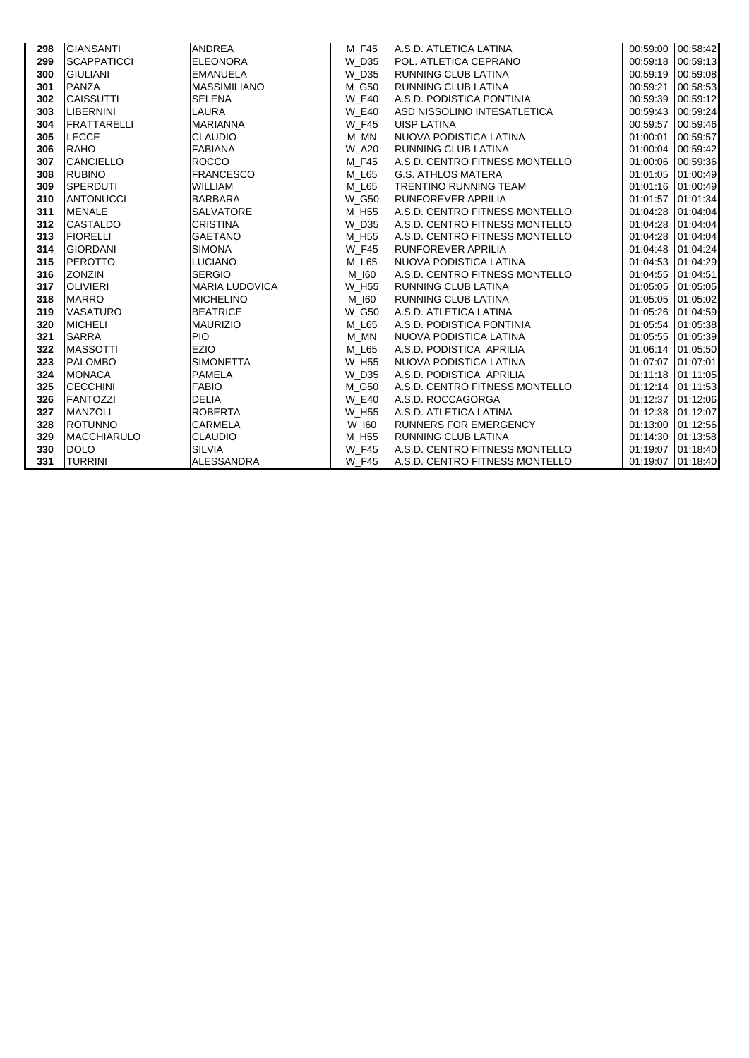| | | | | | | |
|---|---|---|---|---|---|---|
| 298 | GIANSANTI | ANDREA | M_F45 | A.S.D. ATLETICA LATINA | 00:59:00 | 00:58:42 |
| 299 | SCAPPATICCI | ELEONORA | W_D35 | POL. ATLETICA CEPRANO | 00:59:18 | 00:59:13 |
| 300 | GIULIANI | EMANUELA | W_D35 | RUNNING CLUB LATINA | 00:59:19 | 00:59:08 |
| 301 | PANZA | MASSIMILIANO | M_G50 | RUNNING CLUB LATINA | 00:59:21 | 00:58:53 |
| 302 | CAISSUTTI | SELENA | W_E40 | A.S.D. PODISTICA PONTINIA | 00:59:39 | 00:59:12 |
| 303 | LIBERNINI | LAURA | W_E40 | ASD NISSOLINO INTESATLETICA | 00:59:43 | 00:59:24 |
| 304 | FRATTARELLI | MARIANNA | W_F45 | UISP LATINA | 00:59:57 | 00:59:46 |
| 305 | LECCE | CLAUDIO | M_MN | NUOVA PODISTICA LATINA | 01:00:01 | 00:59:57 |
| 306 | RAHO | FABIANA | W_A20 | RUNNING CLUB LATINA | 01:00:04 | 00:59:42 |
| 307 | CANCIELLO | ROCCO | M_F45 | A.S.D. CENTRO FITNESS MONTELLO | 01:00:06 | 00:59:36 |
| 308 | RUBINO | FRANCESCO | M_L65 | G.S. ATHLOS MATERA | 01:01:05 | 01:00:49 |
| 309 | SPERDUTI | WILLIAM | M_L65 | TRENTINO RUNNING TEAM | 01:01:16 | 01:00:49 |
| 310 | ANTONUCCI | BARBARA | W_G50 | RUNFOREVER APRILIA | 01:01:57 | 01:01:34 |
| 311 | MENALE | SALVATORE | M_H55 | A.S.D. CENTRO FITNESS MONTELLO | 01:04:28 | 01:04:04 |
| 312 | CASTALDO | CRISTINA | W_D35 | A.S.D. CENTRO FITNESS MONTELLO | 01:04:28 | 01:04:04 |
| 313 | FIORELLI | GAETANO | M_H55 | A.S.D. CENTRO FITNESS MONTELLO | 01:04:28 | 01:04:04 |
| 314 | GIORDANI | SIMONA | W_F45 | RUNFOREVER APRILIA | 01:04:48 | 01:04:24 |
| 315 | PEROTTO | LUCIANO | M_L65 | NUOVA PODISTICA LATINA | 01:04:53 | 01:04:29 |
| 316 | ZONZIN | SERGIO | M_I60 | A.S.D. CENTRO FITNESS MONTELLO | 01:04:55 | 01:04:51 |
| 317 | OLIVIERI | MARIA LUDOVICA | W_H55 | RUNNING CLUB LATINA | 01:05:05 | 01:05:05 |
| 318 | MARRO | MICHELINO | M_I60 | RUNNING CLUB LATINA | 01:05:05 | 01:05:02 |
| 319 | VASATURO | BEATRICE | W_G50 | A.S.D. ATLETICA LATINA | 01:05:26 | 01:04:59 |
| 320 | MICHELI | MAURIZIO | M_L65 | A.S.D. PODISTICA PONTINIA | 01:05:54 | 01:05:38 |
| 321 | SARRA | PIO | M_MN | NUOVA PODISTICA LATINA | 01:05:55 | 01:05:39 |
| 322 | MASSOTTI | EZIO | M_L65 | A.S.D. PODISTICA APRILIA | 01:06:14 | 01:05:50 |
| 323 | PALOMBO | SIMONETTA | W_H55 | NUOVA PODISTICA LATINA | 01:07:07 | 01:07:01 |
| 324 | MONACA | PAMELA | W_D35 | A.S.D. PODISTICA APRILIA | 01:11:18 | 01:11:05 |
| 325 | CECCHINI | FABIO | M_G50 | A.S.D. CENTRO FITNESS MONTELLO | 01:12:14 | 01:11:53 |
| 326 | FANTOZZI | DELIA | W_E40 | A.S.D. ROCCAGORGA | 01:12:37 | 01:12:06 |
| 327 | MANZOLI | ROBERTA | W_H55 | A.S.D. ATLETICA LATINA | 01:12:38 | 01:12:07 |
| 328 | ROTUNNO | CARMELA | W_I60 | RUNNERS FOR EMERGENCY | 01:13:00 | 01:12:56 |
| 329 | MACCHIARULO | CLAUDIO | M_H55 | RUNNING CLUB LATINA | 01:14:30 | 01:13:58 |
| 330 | DOLO | SILVIA | W_F45 | A.S.D. CENTRO FITNESS MONTELLO | 01:19:07 | 01:18:40 |
| 331 | TURRINI | ALESSANDRA | W_F45 | A.S.D. CENTRO FITNESS MONTELLO | 01:19:07 | 01:18:40 |